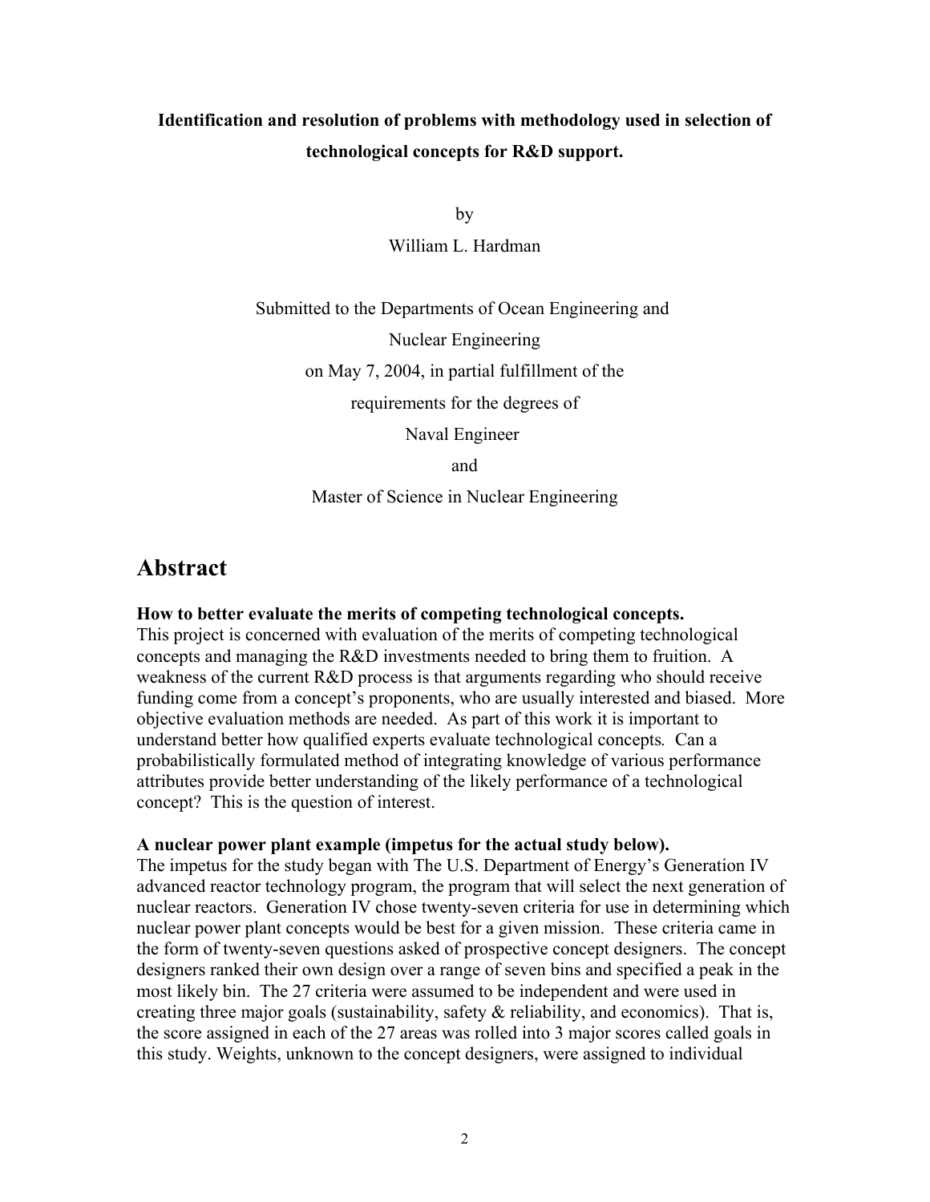**Identification and resolution of problems with methodology used in selection of technological concepts for R&D support.**

by

William L. Hardman

Submitted to the Departments of Ocean Engineering and Nuclear Engineering on May 7, 2004, in partial fulfillment of the requirements for the degrees of Naval Engineer and Master of Science in Nuclear Engineering

# Abstract

**How to better evaluate the merits of competing technological concepts.**
This project is concerned with evaluation of the merits of competing technological concepts and managing the R&D investments needed to bring them to fruition. A weakness of the current R&D process is that arguments regarding who should receive funding come from a concept's proponents, who are usually interested and biased. More objective evaluation methods are needed. As part of this work it is important to understand better how qualified experts evaluate technological concepts. Can a probabilistically formulated method of integrating knowledge of various performance attributes provide better understanding of the likely performance of a technological concept? This is the question of interest.

**A nuclear power plant example (impetus for the actual study below).**
The impetus for the study began with The U.S. Department of Energy's Generation IV advanced reactor technology program, the program that will select the next generation of nuclear reactors. Generation IV chose twenty-seven criteria for use in determining which nuclear power plant concepts would be best for a given mission. These criteria came in the form of twenty-seven questions asked of prospective concept designers. The concept designers ranked their own design over a range of seven bins and specified a peak in the most likely bin. The 27 criteria were assumed to be independent and were used in creating three major goals (sustainability, safety & reliability, and economics). That is, the score assigned in each of the 27 areas was rolled into 3 major scores called goals in this study. Weights, unknown to the concept designers, were assigned to individual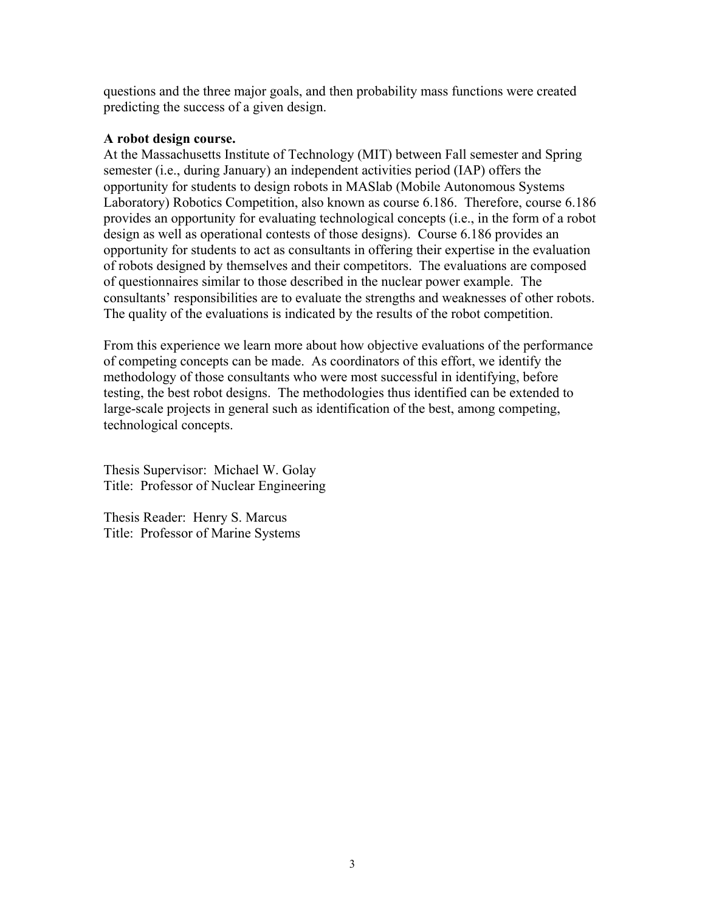questions and the three major goals, and then probability mass functions were created predicting the success of a given design.

**A robot design course.**
At the Massachusetts Institute of Technology (MIT) between Fall semester and Spring semester (i.e., during January) an independent activities period (IAP) offers the opportunity for students to design robots in MASlab (Mobile Autonomous Systems Laboratory) Robotics Competition, also known as course 6.186. Therefore, course 6.186 provides an opportunity for evaluating technological concepts (i.e., in the form of a robot design as well as operational contests of those designs). Course 6.186 provides an opportunity for students to act as consultants in offering their expertise in the evaluation of robots designed by themselves and their competitors. The evaluations are composed of questionnaires similar to those described in the nuclear power example. The consultants' responsibilities are to evaluate the strengths and weaknesses of other robots. The quality of the evaluations is indicated by the results of the robot competition.

From this experience we learn more about how objective evaluations of the performance of competing concepts can be made. As coordinators of this effort, we identify the methodology of those consultants who were most successful in identifying, before testing, the best robot designs. The methodologies thus identified can be extended to large-scale projects in general such as identification of the best, among competing, technological concepts.

Thesis Supervisor: Michael W. Golay
Title: Professor of Nuclear Engineering

Thesis Reader: Henry S. Marcus
Title: Professor of Marine Systems